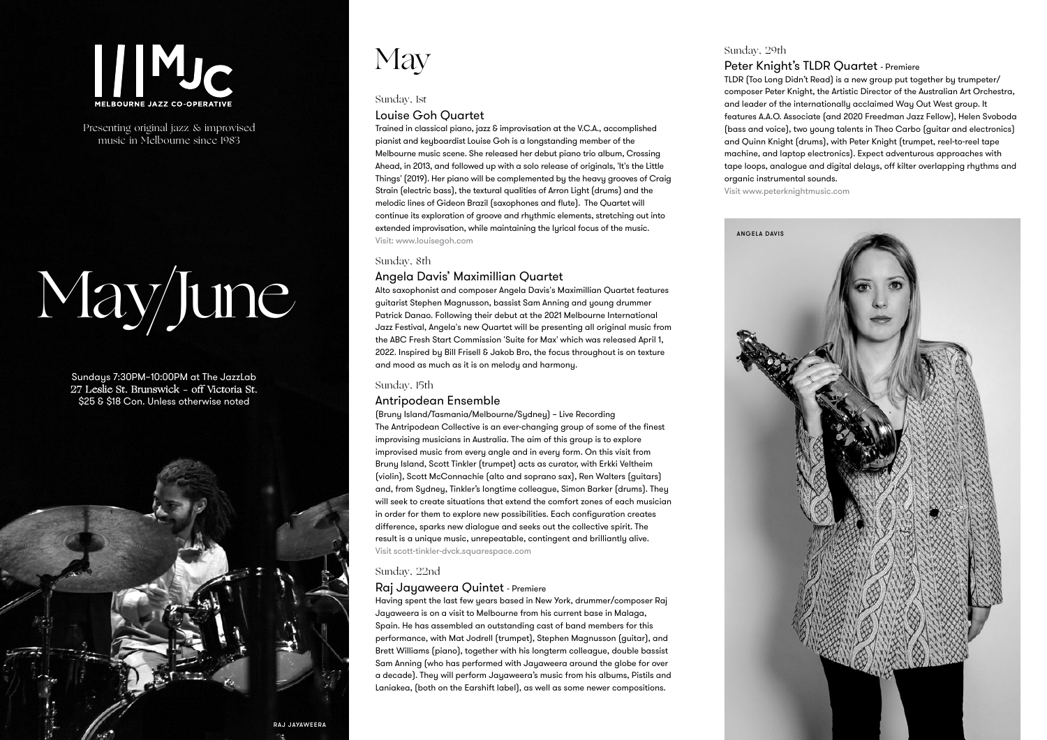# MJC

MELBOURNE JAZZ CO-OPERATIVE

Presenting original jazz & improvised music in Melbourne since 1983

# May/June

Sundays 7:30PM–10:00PM at The JazzLab
27 Leslie St. Brunswick - off Victoria St.
$25 & $18 Con. Unless otherwise noted

RAJ JAYAWEERA

## May

Sunday, 1st

### Louise Goh Quartet

Trained in classical piano, jazz & improvisation at the V.C.A., accomplished pianist and keyboardist Louise Goh is a longstanding member of the Melbourne music scene. She released her debut piano trio album, Crossing Ahead, in 2013, and followed up with a solo release of originals, 'It's the Little Things' (2019). Her piano will be complemented by the heavy grooves of Craig Strain (electric bass), the textural qualities of Arron Light (drums) and the melodic lines of Gideon Brazil (saxophones and flute). The Quartet will continue its exploration of groove and rhythmic elements, stretching out into extended improvisation, while maintaining the lyrical focus of the music.

Visit: www.louisegoh.com

Sunday, 8th

### Angela Davis' Maximillian Quartet

Alto saxophonist and composer Angela Davis's Maximillian Quartet features guitarist Stephen Magnusson, bassist Sam Anning and young drummer Patrick Danao. Following their debut at the 2021 Melbourne International Jazz Festival, Angela's new Quartet will be presenting all original music from the ABC Fresh Start Commission 'Suite for Max' which was released April 1, 2022. Inspired by Bill Frisell & Jakob Bro, the focus throughout is on texture and mood as much as it is on melody and harmony.

Sunday, 15th

### Antripodean Ensemble

(Bruny Island/Tasmania/Melbourne/Sydney) – Live Recording

The Antripodean Collective is an ever-changing group of some of the finest improvising musicians in Australia. The aim of this group is to explore improvised music from every angle and in every form. On this visit from Bruny Island, Scott Tinkler (trumpet) acts as curator, with Erkki Veltheim (violin), Scott McConnachie (alto and soprano sax), Ren Walters (guitars) and, from Sydney, Tinkler's longtime colleague, Simon Barker (drums). They will seek to create situations that extend the comfort zones of each musician in order for them to explore new possibilities. Each configuration creates difference, sparks new dialogue and seeks out the collective spirit. The result is a unique music, unrepeatable, contingent and brilliantly alive.

Visit scott-tinkler-dvck.squarespace.com

Sunday, 22nd

### Raj Jayaweera Quintet - Premiere

Having spent the last few years based in New York, drummer/composer Raj Jayaweera is on a visit to Melbourne from his current base in Malaga, Spain. He has assembled an outstanding cast of band members for this performance, with Mat Jodrell (trumpet), Stephen Magnusson (guitar), and Brett Williams (piano), together with his longterm colleague, double bassist Sam Anning (who has performed with Jayaweera around the globe for over a decade). They will perform Jayaweera's music from his albums, Pistils and Laniakea, (both on the Earshift label), as well as some newer compositions.

Sunday, 29th

### Peter Knight's TLDR Quartet - Premiere

TLDR (Too Long Didn't Read) is a new group put together by trumpeter/composer Peter Knight, the Artistic Director of the Australian Art Orchestra, and leader of the internationally acclaimed Way Out West group. It features A.A.O. Associate (and 2020 Freedman Jazz Fellow), Helen Svoboda (bass and voice), two young talents in Theo Carbo (guitar and electronics) and Quinn Knight (drums), with Peter Knight (trumpet, reel-to-reel tape machine, and laptop electronics). Expect adventurous approaches with tape loops, analogue and digital delays, off kilter overlapping rhythms and organic instrumental sounds.

Visit www.peterknightmusic.com

ANGELA DAVIS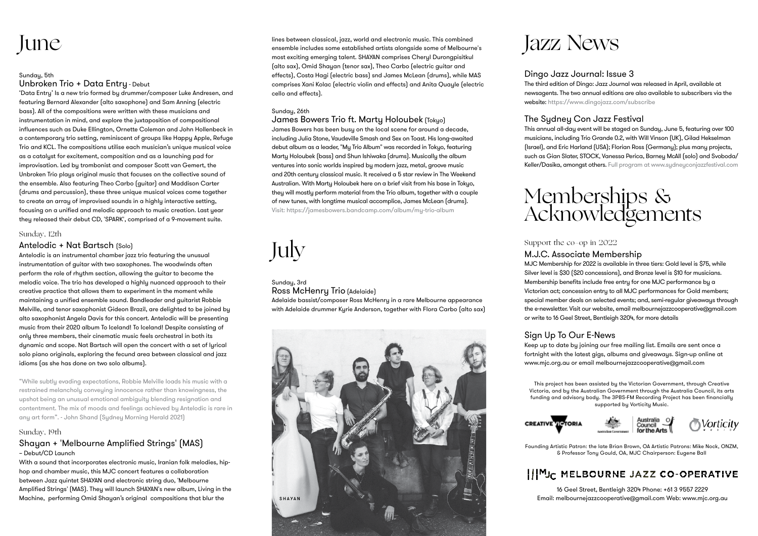# June

Sunday, 5th

### Unbroken Trio + Data Entry - Debut

'Data Entry' Is a new trio formed by drummer/composer Luke Andresen, and featuring Bernard Alexander (alto saxophone) and Sam Anning (electric bass). All of the compositions were written with these musicians and instrumentation in mind, and explore the juxtaposition of compositional influences such as Duke Ellington, Ornette Coleman and John Hollenbeck in a contemporary trio setting, reminiscent of groups like Happy Apple, Refuge Trio and KCL. The compositions utilise each musician's unique musical voice as a catalyst for excitement, composition and as a launching pad for improvisation. Led by trombonist and composer Scott van Gemert, the Unbroken Trio plays original music that focuses on the collective sound of the ensemble. Also featuring Theo Carbo (guitar) and Maddison Carter (drums and percussion), these three unique musical voices come together to create an array of improvised sounds in a highly interactive setting, focusing on a unified and melodic approach to music creation. Last year they released their debut CD, 'SPARK', comprised of a 9-movement suite.

Sunday, 12th

### Antelodic + Nat Bartsch (Solo)

Antelodic is an instrumental chamber jazz trio featuring the unusual instrumentation of guitar with two saxophones. The woodwinds often perform the role of rhythm section, allowing the guitar to become the melodic voice. The trio has developed a highly nuanced approach to their creative practice that allows them to experiment in the moment while maintaining a unified ensemble sound. Bandleader and guitarist Robbie Melville, and tenor saxophonist Gideon Brazil, are delighted to be joined by alto saxophonist Angela Davis for this concert. Antelodic will be presenting music from their 2020 album To Iceland! To Iceland! Despite consisting of only three members, their cinematic music feels orchestral in both its dynamic and scope. Nat Bartsch will open the concert with a set of lyrical solo piano originals, exploring the fecund area between classical and jazz idioms (as she has done on two solo albums).

"While subtly evading expectations, Robbie Melville loads his music with a restrained melancholy conveying innocence rather than knowingness, the upshot being an unusual emotional ambiguity blending resignation and contentment. The mix of moods and feelings achieved by Antelodic is rare in any art form". - John Shand (Sydney Morning Herald 2021)

Sunday, 19th

### Shayan + 'Melbourne Amplified Strings' (MAS) – Debut/CD Launch

With a sound that incorporates electronic music, Iranian folk melodies, hip-hop and chamber music, this MJC concert features a collaboration between Jazz quintet SHAYAN and electronic string duo, 'Melbourne Amplified Strings' (MAS). They will launch SHAYAN's new album, Living in the Machine, performing Omid Shayan's original compositions that blur the lines between classical, jazz, world and electronic music. This combined ensemble includes some established artists alongside some of Melbourne's most exciting emerging talent. SHAYAN comprises Cheryl Durongpisitkul (alto sax), Omid Shayan (tenor sax), Theo Carbo (electric guitar and effects), Costa Hagi (electric bass) snd James McLean (drums), while MAS comprises Xani Kolac (electric violin and effects) and Anita Quayle (electric cello and effects).

Sunday, 26th

### James Bowers Trio ft. Marty Holoubek (Tokyo)

James Bowers has been busy on the local scene for around a decade, including Julia Stone, Vaudeville Smash and Sex on Toast. His long-awaited debut album as a leader, "My Trio Album" was recorded in Tokyo, featuring Marty Holoubek (bass) and Shun Ishiwaka (drums). Musically the album ventures into sonic worlds inspired by modern jazz, metal, groove music and 20th century classical music. It received a 5 star review in The Weekend Australian. With Marty Holoubek here on a brief visit from his base in Tokyo, they will mostly perform material from the Trio album, together with a couple of new tunes, with longtime musical accomplice, James McLean (drums). Visit: https://jamesbowers.bandcamp.com/album/my-trio-album

# July

Sunday, 3rd

### Ross McHenry Trio (Adelaide)

Adelaide bassist/composer Ross McHenry in a rare Melbourne appearance with Adelaide drummer Kyrie Anderson, together with Flora Carbo (alto sax)

SHAYAN

# Jazz News

### Dingo Jazz Journal: Issue 3

The third edition of Dingo: Jazz Journal was released in April, available at newsagents. The two annual editions are also available to subscribers via the website: https://www.dingojazz.com/subscribe

### The Sydney Con Jazz Festival

This annual all-day event will be staged on Sunday, June 5, featuring over 100 musicians, including Trio Grande 0.2, with Will Vinson (UK), Gilad Hekselman (Israel), and Eric Harland (USA); Florian Ross (Germany); plus many projects, such as Gian Slater, STOCK, Vanessa Perica, Barney McAll (solo) and Svoboda/Keller/Dasika, amongst others. Full program at www.sydneyconjazzfestival.com

# Memberships & Acknowledgements

Support the co-op in 2022

### M.J.C. Associate Membership

MJC Membership for 2022 is available in three tiers: Gold level is $75, while Silver level is $30 ($20 concessions), and Bronze level is $10 for musicians. Membership benefits include free entry for one MJC performance by a Victorian act; concession entry to all MJC performances for Gold members; special member deals on selected events; and, semi-regular giveaways through the e-newsletter. Visit our website, email melbournejazzcooperative@gmail.com or write to 16 Geel Street, Bentleigh 3204, for more details

### Sign Up To Our E-News

Keep up to date by joining our free mailing list. Emails are sent once a fortnight with the latest gigs, albums and giveaways. Sign-up online at www.mjc.org.au or email melbournejazzcooperative@gmail.com

This project has been assisted by the Victorian Government, through Creative Victoria, and by the Australian Government through the Australia Council, its arts funding and advisory body. The 3PBS-FM Recording Project has been financially supported by Vorticity Music.

CREATIVE VICTORIA | Australian Government | Australia Council for the Arts | Vorticity Music

Founding Artistic Patron: the late Brian Brown, OA Artistic Patrons: Mike Nock, ONZM, & Professor Tony Gould, OA, MJC Chairperson: Eugene Ball

MJC MELBOURNE JAZZ CO-OPERATIVE

16 Geel Street, Bentleigh 3204 Phone: +61 3 9557 2229
Email: melbournejazzcooperative@gmail.com Web: www.mjc.org.au